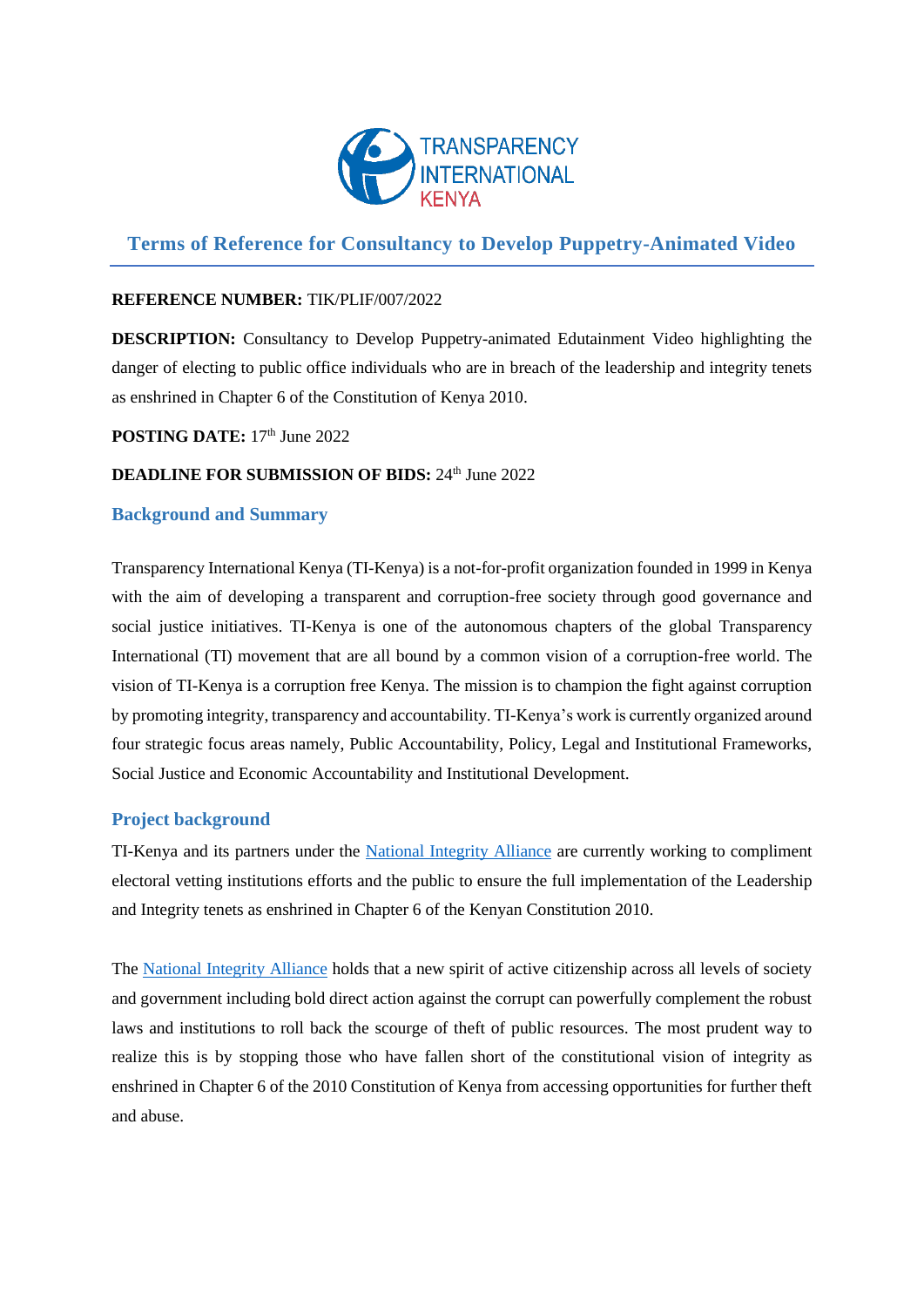# Terms of Reference for Consultancy to Develop Puppetry-Animated Video

**REFERENCE NUMBER:** TIK/PLIF/007/2022

**DESCRIPTION:** Consultancy to Develop Puppetry-animated Edutainment Video highlighting the danger of electing to public office individuals who are in breach of the leadership and integrity tenets as enshrined in Chapter 6 of the Constitution of Kenya 2010.

**POSTING DATE:** 17th June 2022

**DEADLINE FOR SUBMISSION OF BIDS:** 24th June 2022

## Background and Summary

Transparency International Kenya (TI-Kenya) is a not-for-profit organization founded in 1999 in Kenya with the aim of developing a transparent and corruption-free society through good governance and social justice initiatives. TI-Kenya is one of the autonomous chapters of the global Transparency International (TI) movement that are all bound by a common vision of a corruption-free world. The vision of TI-Kenya is a corruption free Kenya. The mission is to champion the fight against corruption by promoting integrity, transparency and accountability. TI-Kenya's work is currently organized around four strategic focus areas namely, Public Accountability, Policy, Legal and Institutional Frameworks, Social Justice and Economic Accountability and Institutional Development.

## Project background

TI-Kenya and its partners under the National Integrity Alliance are currently working to compliment electoral vetting institutions efforts and the public to ensure the full implementation of the Leadership and Integrity tenets as enshrined in Chapter 6 of the Kenyan Constitution 2010.

The National Integrity Alliance holds that a new spirit of active citizenship across all levels of society and government including bold direct action against the corrupt can powerfully complement the robust laws and institutions to roll back the scourge of theft of public resources. The most prudent way to realize this is by stopping those who have fallen short of the constitutional vision of integrity as enshrined in Chapter 6 of the 2010 Constitution of Kenya from accessing opportunities for further theft and abuse.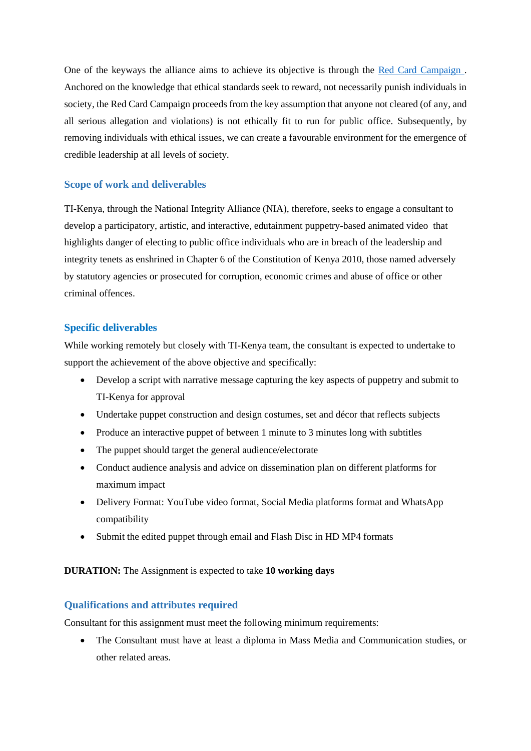One of the keyways the alliance aims to achieve its objective is through the Red Card Campaign . Anchored on the knowledge that ethical standards seek to reward, not necessarily punish individuals in society, the Red Card Campaign proceeds from the key assumption that anyone not cleared (of any, and all serious allegation and violations) is not ethically fit to run for public office. Subsequently, by removing individuals with ethical issues, we can create a favourable environment for the emergence of credible leadership at all levels of society.

## Scope of work and deliverables

TI-Kenya, through the National Integrity Alliance (NIA), therefore, seeks to engage a consultant to develop a participatory, artistic, and interactive, edutainment puppetry-based animated video that highlights danger of electing to public office individuals who are in breach of the leadership and integrity tenets as enshrined in Chapter 6 of the Constitution of Kenya 2010, those named adversely by statutory agencies or prosecuted for corruption, economic crimes and abuse of office or other criminal offences.

## Specific deliverables

While working remotely but closely with TI-Kenya team, the consultant is expected to undertake to support the achievement of the above objective and specifically:

- Develop a script with narrative message capturing the key aspects of puppetry and submit to TI-Kenya for approval
- Undertake puppet construction and design costumes, set and décor that reflects subjects
- Produce an interactive puppet of between 1 minute to 3 minutes long with subtitles
- The puppet should target the general audience/electorate
- Conduct audience analysis and advice on dissemination plan on different platforms for maximum impact
- Delivery Format: YouTube video format, Social Media platforms format and WhatsApp compatibility
- Submit the edited puppet through email and Flash Disc in HD MP4 formats

**DURATION:** The Assignment is expected to take **10 working days**

## Qualifications and attributes required

Consultant for this assignment must meet the following minimum requirements:

- The Consultant must have at least a diploma in Mass Media and Communication studies, or other related areas.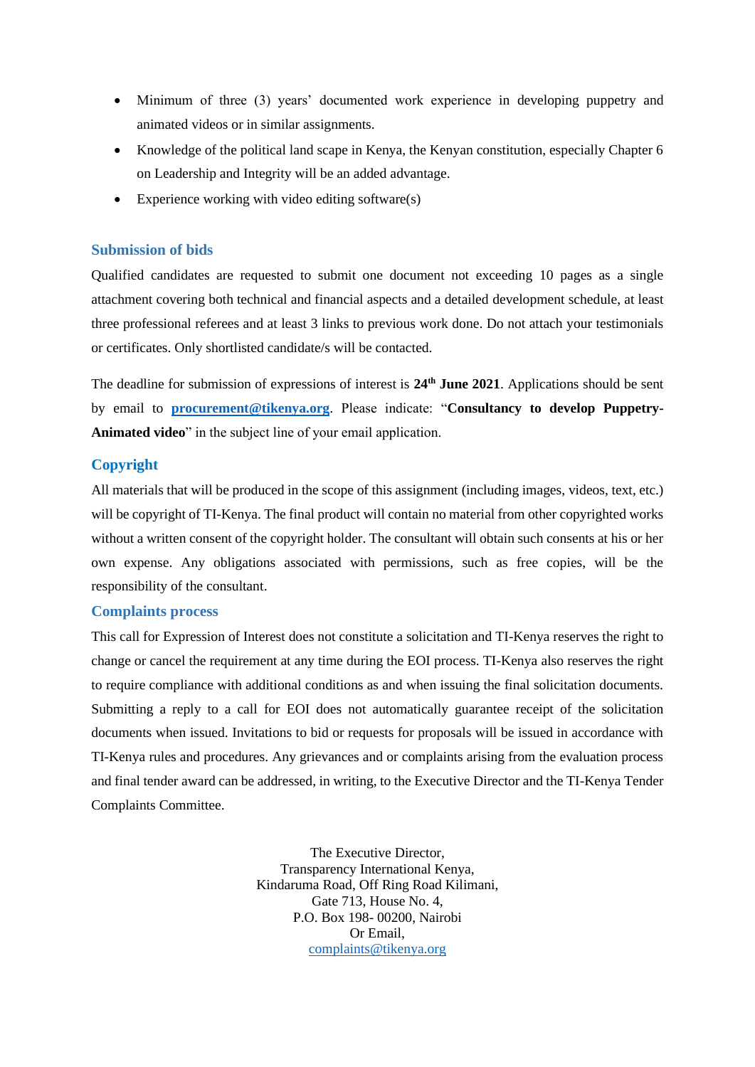- Minimum of three (3) years' documented work experience in developing puppetry and animated videos or in similar assignments.
- Knowledge of the political land scape in Kenya, the Kenyan constitution, especially Chapter 6 on Leadership and Integrity will be an added advantage.
- Experience working with video editing software(s)

## Submission of bids

Qualified candidates are requested to submit one document not exceeding 10 pages as a single attachment covering both technical and financial aspects and a detailed development schedule, at least three professional referees and at least 3 links to previous work done. Do not attach your testimonials or certificates. Only shortlisted candidate/s will be contacted.

The deadline for submission of expressions of interest is **24th June 2021**. Applications should be sent by email to **procurement@tikenya.org**. Please indicate: "**Consultancy to develop Puppetry-Animated video**" in the subject line of your email application.

## Copyright

All materials that will be produced in the scope of this assignment (including images, videos, text, etc.) will be copyright of TI-Kenya. The final product will contain no material from other copyrighted works without a written consent of the copyright holder. The consultant will obtain such consents at his or her own expense. Any obligations associated with permissions, such as free copies, will be the responsibility of the consultant.

## Complaints process

This call for Expression of Interest does not constitute a solicitation and TI-Kenya reserves the right to change or cancel the requirement at any time during the EOI process. TI-Kenya also reserves the right to require compliance with additional conditions as and when issuing the final solicitation documents. Submitting a reply to a call for EOI does not automatically guarantee receipt of the solicitation documents when issued. Invitations to bid or requests for proposals will be issued in accordance with TI-Kenya rules and procedures. Any grievances and or complaints arising from the evaluation process and final tender award can be addressed, in writing, to the Executive Director and the TI-Kenya Tender Complaints Committee.

The Executive Director,
Transparency International Kenya,
Kindaruma Road, Off Ring Road Kilimani,
Gate 713, House No. 4,
P.O. Box 198- 00200, Nairobi
Or Email,
complaints@tikenya.org